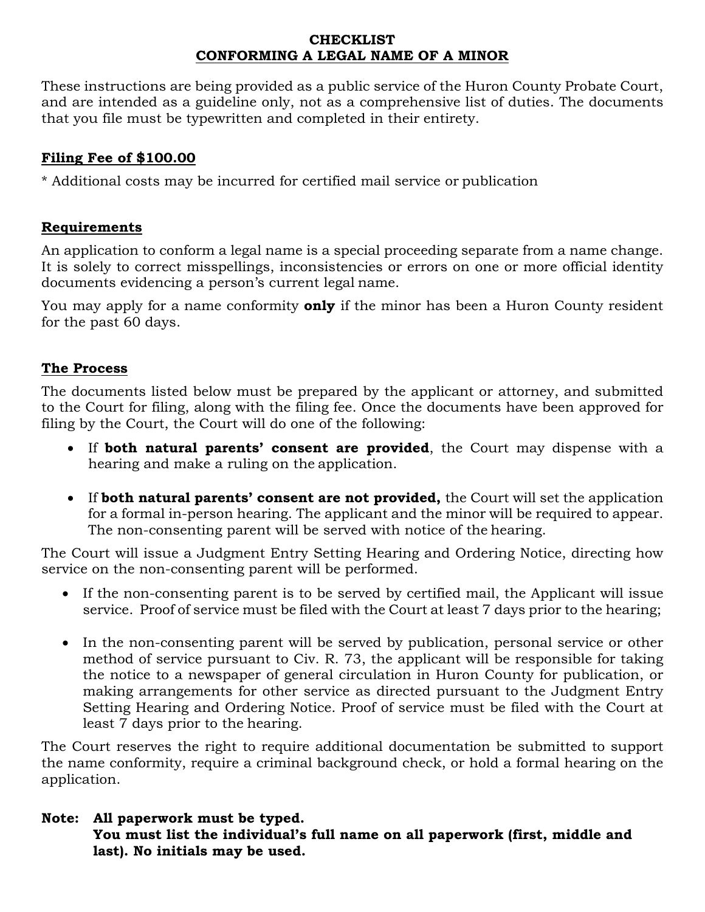# CHECKLIST
## CONFORMING A LEGAL NAME OF A MINOR

These instructions are being provided as a public service of the Huron County Probate Court, and are intended as a guideline only, not as a comprehensive list of duties. The documents that you file must be typewritten and completed in their entirety.

### Filing Fee of $100.00

* Additional costs may be incurred for certified mail service or publication

### Requirements

An application to conform a legal name is a special proceeding separate from a name change. It is solely to correct misspellings, inconsistencies or errors on one or more official identity documents evidencing a person's current legal name.

You may apply for a name conformity **only** if the minor has been a Huron County resident for the past 60 days.

### The Process

The documents listed below must be prepared by the applicant or attorney, and submitted to the Court for filing, along with the filing fee. Once the documents have been approved for filing by the Court, the Court will do one of the following:

- If **both natural parents' consent are provided**, the Court may dispense with a hearing and make a ruling on the application.

- If **both natural parents' consent are not provided,** the Court will set the application for a formal in-person hearing. The applicant and the minor will be required to appear. The non-consenting parent will be served with notice of the hearing.

The Court will issue a Judgment Entry Setting Hearing and Ordering Notice, directing how service on the non-consenting parent will be performed.

- If the non-consenting parent is to be served by certified mail, the Applicant will issue service. Proof of service must be filed with the Court at least 7 days prior to the hearing;

- In the non-consenting parent will be served by publication, personal service or other method of service pursuant to Civ. R. 73, the applicant will be responsible for taking the notice to a newspaper of general circulation in Huron County for publication, or making arrangements for other service as directed pursuant to the Judgment Entry Setting Hearing and Ordering Notice. Proof of service must be filed with the Court at least 7 days prior to the hearing.

The Court reserves the right to require additional documentation be submitted to support the name conformity, require a criminal background check, or hold a formal hearing on the application.

**Note: All paperwork must be typed.**
**You must list the individual's full name on all paperwork (first, middle and last). No initials may be used.**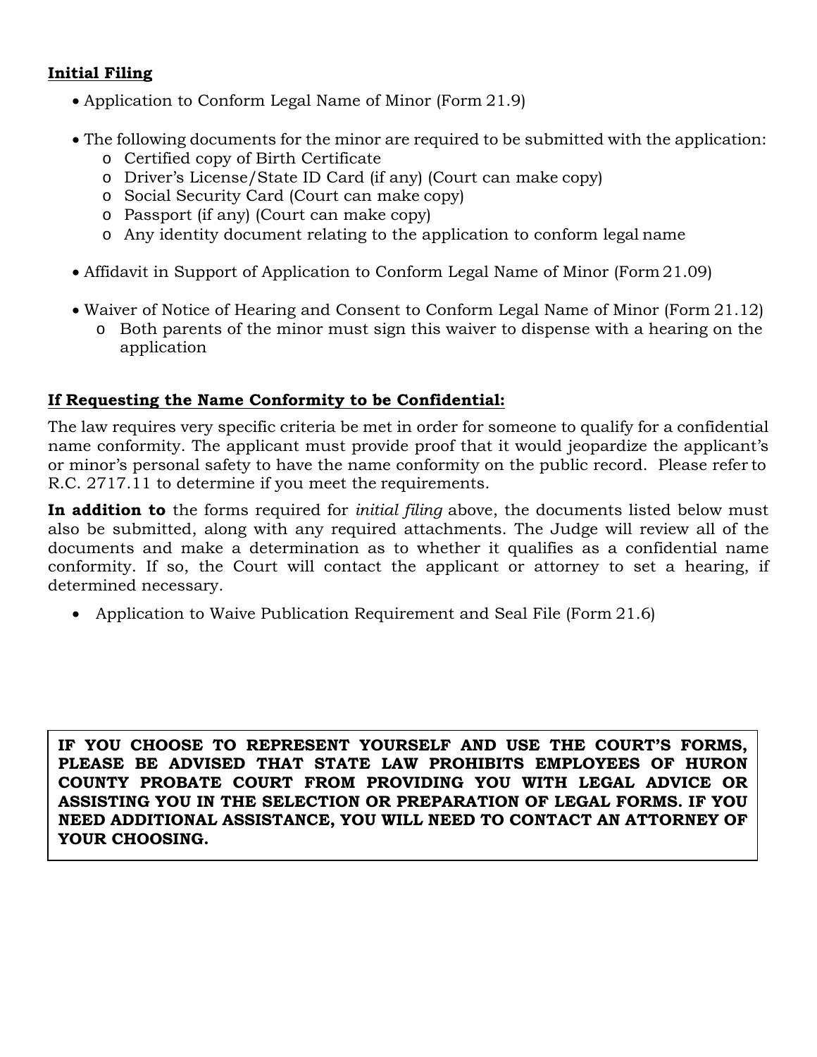**Initial Filing**

- Application to Conform Legal Name of Minor (Form 21.9)

- The following documents for the minor are required to be submitted with the application:
    - Certified copy of Birth Certificate
    - Driver's License/State ID Card (if any) (Court can make copy)
    - Social Security Card (Court can make copy)
    - Passport (if any) (Court can make copy)
    - Any identity document relating to the application to conform legal name

- Affidavit in Support of Application to Conform Legal Name of Minor (Form 21.09)

- Waiver of Notice of Hearing and Consent to Conform Legal Name of Minor (Form 21.12)
    - Both parents of the minor must sign this waiver to dispense with a hearing on the application

**If Requesting the Name Conformity to be Confidential:**

The law requires very specific criteria be met in order for someone to qualify for a confidential name conformity. The applicant must provide proof that it would jeopardize the applicant's or minor's personal safety to have the name conformity on the public record. Please refer to R.C. 2717.11 to determine if you meet the requirements.

**In addition to** the forms required for *initial filing* above, the documents listed below must also be submitted, along with any required attachments. The Judge will review all of the documents and make a determination as to whether it qualifies as a confidential name conformity. If so, the Court will contact the applicant or attorney to set a hearing, if determined necessary.

- Application to Waive Publication Requirement and Seal File (Form 21.6)

**IF YOU CHOOSE TO REPRESENT YOURSELF AND USE THE COURT'S FORMS, PLEASE BE ADVISED THAT STATE LAW PROHIBITS EMPLOYEES OF HURON COUNTY PROBATE COURT FROM PROVIDING YOU WITH LEGAL ADVICE OR ASSISTING YOU IN THE SELECTION OR PREPARATION OF LEGAL FORMS. IF YOU NEED ADDITIONAL ASSISTANCE, YOU WILL NEED TO CONTACT AN ATTORNEY OF YOUR CHOOSING.**